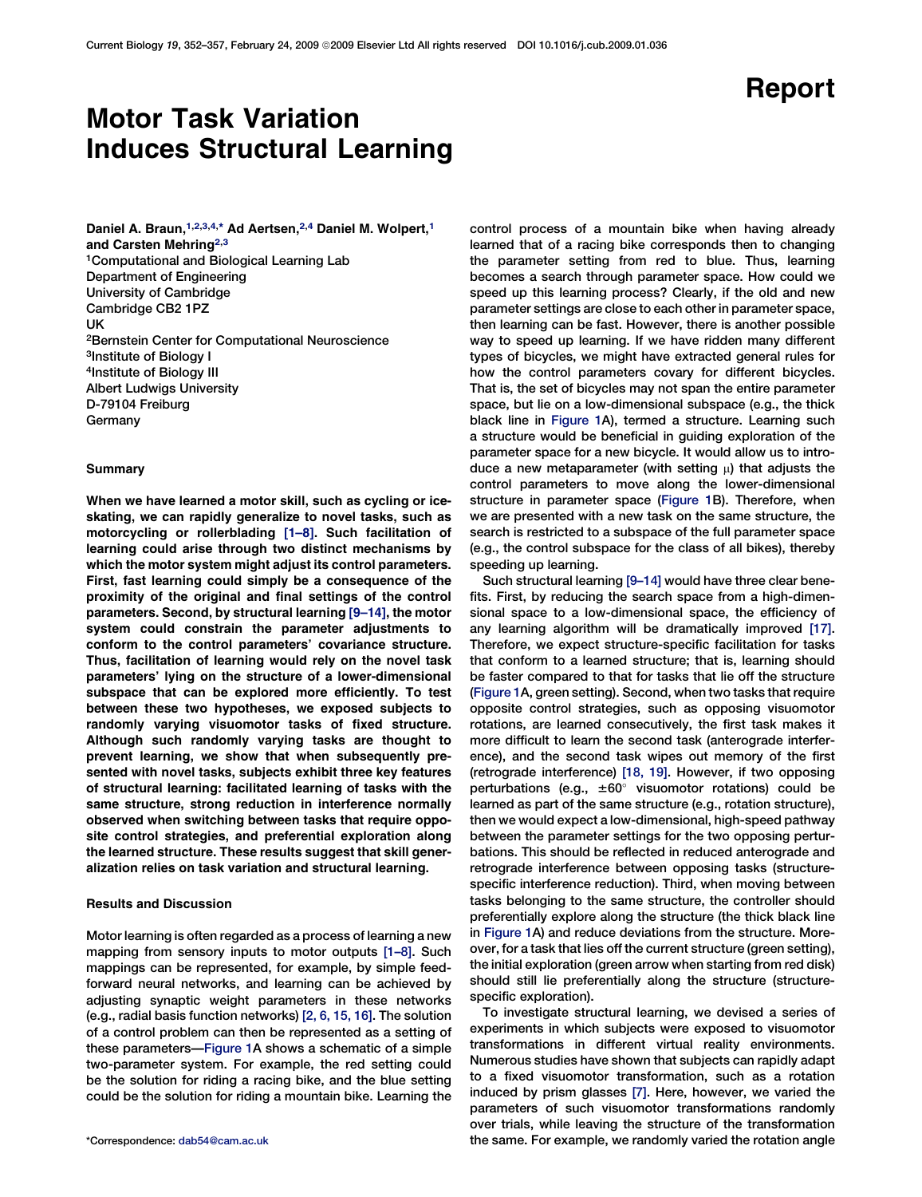# Report

# Motor Task Variation Induces Structural Learning

Daniel A. Braun,[1,2,3,4,*] Ad Aertsen,[2,4] Daniel M. Wolpert,[1] and Carsten Mehring[2,3]

[1]Computational and Biological Learning Lab
Department of Engineering
University of Cambridge
Cambridge CB2 1PZ
UK

[2]Bernstein Center for Computational Neuroscience

[3]Institute of Biology I

[4]Institute of Biology III
Albert Ludwigs University
D-79104 Freiburg
Germany

## Summary

**When we have learned a motor skill, such as cycling or ice-skating, we can rapidly generalize to novel tasks, such as motorcycling or rollerblading [1–8]. Such facilitation of learning could arise through two distinct mechanisms by which the motor system might adjust its control parameters. First, fast learning could simply be a consequence of the proximity of the original and final settings of the control parameters. Second, by structural learning [9–14], the motor system could constrain the parameter adjustments to conform to the control parameters' covariance structure. Thus, facilitation of learning would rely on the novel task parameters' lying on the structure of a lower-dimensional subspace that can be explored more efficiently. To test between these two hypotheses, we exposed subjects to randomly varying visuomotor tasks of fixed structure. Although such randomly varying tasks are thought to prevent learning, we show that when subsequently presented with novel tasks, subjects exhibit three key features of structural learning: facilitated learning of tasks with the same structure, strong reduction in interference normally observed when switching between tasks that require opposite control strategies, and preferential exploration along the learned structure. These results suggest that skill generalization relies on task variation and structural learning.**

## Results and Discussion

Motor learning is often regarded as a process of learning a new mapping from sensory inputs to motor outputs [1–8]. Such mappings can be represented, for example, by simple feed-forward neural networks, and learning can be achieved by adjusting synaptic weight parameters in these networks (e.g., radial basis function networks) [2, 6, 15, 16]. The solution of a control problem can then be represented as a setting of these parameters—Figure 1A shows a schematic of a simple two-parameter system. For example, the red setting could be the solution for riding a racing bike, and the blue setting could be the solution for riding a mountain bike. Learning the control process of a mountain bike when having already learned that of a racing bike corresponds then to changing the parameter setting from red to blue. Thus, learning becomes a search through parameter space. How could we speed up this learning process? Clearly, if the old and new parameter settings are close to each other in parameter space, then learning can be fast. However, there is another possible way to speed up learning. If we have ridden many different types of bicycles, we might have extracted general rules for how the control parameters covary for different bicycles. That is, the set of bicycles may not span the entire parameter space, but lie on a low-dimensional subspace (e.g., the thick black line in Figure 1A), termed a structure. Learning such a structure would be beneficial in guiding exploration of the parameter space for a new bicycle. It would allow us to introduce a new metaparameter (with setting $\mu$) that adjusts the control parameters to move along the lower-dimensional structure in parameter space (Figure 1B). Therefore, when we are presented with a new task on the same structure, the search is restricted to a subspace of the full parameter space (e.g., the control subspace for the class of all bikes), thereby speeding up learning.

Such structural learning [9–14] would have three clear benefits. First, by reducing the search space from a high-dimensional space to a low-dimensional space, the efficiency of any learning algorithm will be dramatically improved [17]. Therefore, we expect structure-specific facilitation for tasks that conform to a learned structure; that is, learning should be faster compared to that for tasks that lie off the structure (Figure 1A, green setting). Second, when two tasks that require opposite control strategies, such as opposing visuomotor rotations, are learned consecutively, the first task makes it more difficult to learn the second task (anterograde interference), and the second task wipes out memory of the first (retrograde interference) [18, 19]. However, if two opposing perturbations (e.g., $\pm 60^\circ$ visuomotor rotations) could be learned as part of the same structure (e.g., rotation structure), then we would expect a low-dimensional, high-speed pathway between the parameter settings for the two opposing perturbations. This should be reflected in reduced anterograde and retrograde interference between opposing tasks (structure-specific interference reduction). Third, when moving between tasks belonging to the same structure, the controller should preferentially explore along the structure (the thick black line in Figure 1A) and reduce deviations from the structure. Moreover, for a task that lies off the current structure (green setting), the initial exploration (green arrow when starting from red disk) should still lie preferentially along the structure (structure-specific exploration).

To investigate structural learning, we devised a series of experiments in which subjects were exposed to visuomotor transformations in different virtual reality environments. Numerous studies have shown that subjects can rapidly adapt to a fixed visuomotor transformation, such as a rotation induced by prism glasses [7]. Here, however, we varied the parameters of such visuomotor transformations randomly over trials, while leaving the structure of the transformation the same. For example, we randomly varied the rotation angle

*Correspondence: dab54@cam.ac.uk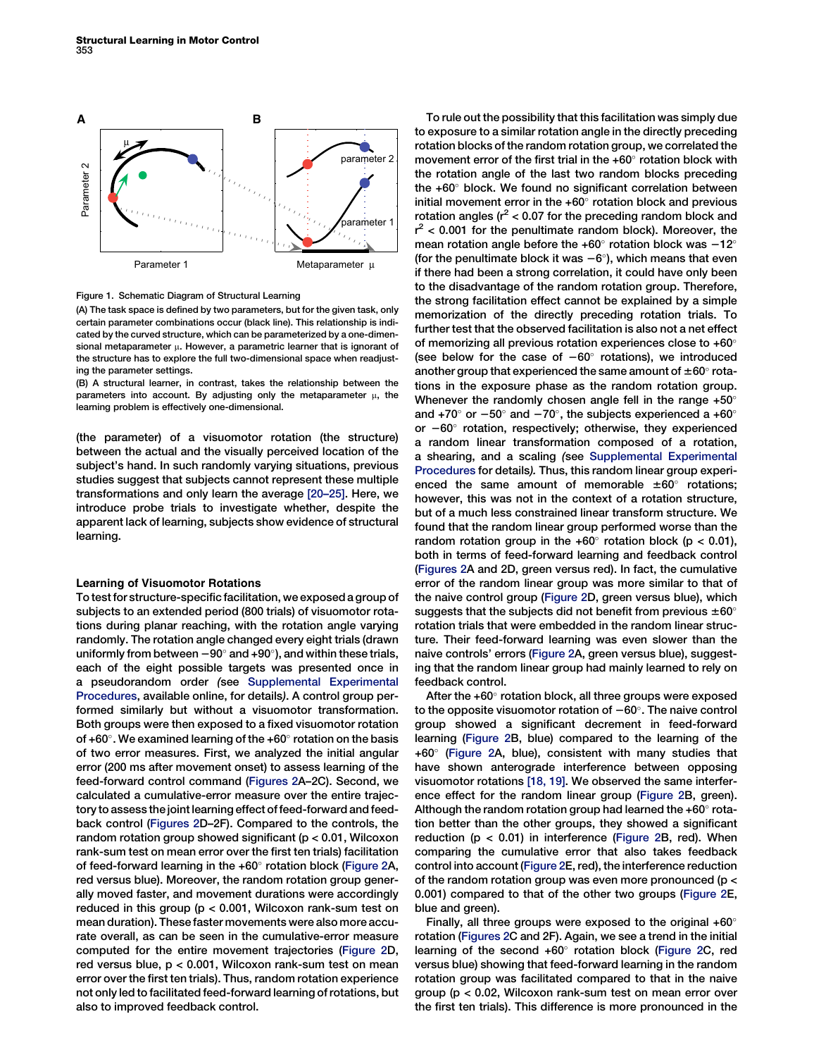A

B

μ

Parameter 2

Parameter 1

parameter 2

parameter 1

Metaparameter μ

Figure 1. Schematic Diagram of Structural Learning

(A) The task space is defined by two parameters, but for the given task, only certain parameter combinations occur (black line). This relationship is indicated by the curved structure, which can be parameterized by a one-dimensional metaparameter μ. However, a parametric learner that is ignorant of the structure has to explore the full two-dimensional space when readjusting the parameter settings.

(B) A structural learner, in contrast, takes the relationship between the parameters into account. By adjusting only the metaparameter μ, the learning problem is effectively one-dimensional.

(the parameter) of a visuomotor rotation (the structure) between the actual and the visually perceived location of the subject's hand. In such randomly varying situations, previous studies suggest that subjects cannot represent these multiple transformations and only learn the average [20–25]. Here, we introduce probe trials to investigate whether, despite the apparent lack of learning, subjects show evidence of structural learning.

### Learning of Visuomotor Rotations

To test for structure-specific facilitation, we exposed a group of subjects to an extended period (800 trials) of visuomotor rotations during planar reaching, with the rotation angle varying randomly. The rotation angle changed every eight trials (drawn uniformly from between −90° and +90°), and within these trials, each of the eight possible targets was presented once in a pseudorandom order *(*see Supplemental Experimental Procedures, available online, for details*)*. A control group performed similarly but without a visuomotor transformation. Both groups were then exposed to a fixed visuomotor rotation of +60°. We examined learning of the +60° rotation on the basis of two error measures. First, we analyzed the initial angular error (200 ms after movement onset) to assess learning of the feed-forward control command (Figures 2A–2C). Second, we calculated a cumulative-error measure over the entire trajectory to assess the joint learning effect of feed-forward and feedback control (Figures 2D–2F). Compared to the controls, the random rotation group showed significant ($p < 0.01$, Wilcoxon rank-sum test on mean error over the first ten trials) facilitation of feed-forward learning in the +60° rotation block (Figure 2A, red versus blue). Moreover, the random rotation group generally moved faster, and movement durations were accordingly reduced in this group ($p < 0.001$, Wilcoxon rank-sum test on mean duration). These faster movements were also more accurate overall, as can be seen in the cumulative-error measure computed for the entire movement trajectories (Figure 2D, red versus blue, $p < 0.001$, Wilcoxon rank-sum test on mean error over the first ten trials). Thus, random rotation experience not only led to facilitated feed-forward learning of rotations, but also to improved feedback control.

To rule out the possibility that this facilitation was simply due to exposure to a similar rotation angle in the directly preceding rotation blocks of the random rotation group, we correlated the movement error of the first trial in the +60° rotation block with the rotation angle of the last two random blocks preceding the +60° block. We found no significant correlation between initial movement error in the +60° rotation block and previous rotation angles ($r^2 < 0.07$ for the preceding random block and $r^2 < 0.001$ for the penultimate random block). Moreover, the mean rotation angle before the +60° rotation block was −12° (for the penultimate block it was −6°), which means that even if there had been a strong correlation, it could have only been to the disadvantage of the random rotation group. Therefore, the strong facilitation effect cannot be explained by a simple memorization of the directly preceding rotation trials. To further test that the observed facilitation is also not a net effect of memorizing all previous rotation experiences close to +60° (see below for the case of −60° rotations), we introduced another group that experienced the same amount of ±60° rotations in the exposure phase as the random rotation group. Whenever the randomly chosen angle fell in the range +50° and +70° or −50° and −70°, the subjects experienced a +60° or −60° rotation, respectively; otherwise, they experienced a random linear transformation composed of a rotation, a shearing, and a scaling *(*see Supplemental Experimental Procedures for details*)*. Thus, this random linear group experienced the same amount of memorable ±60° rotations; however, this was not in the context of a rotation structure, but of a much less constrained linear transform structure. We found that the random linear group performed worse than the random rotation group in the +60° rotation block ($p < 0.01$), both in terms of feed-forward learning and feedback control (Figures 2A and 2D, green versus red). In fact, the cumulative error of the random linear group was more similar to that of the naive control group (Figure 2D, green versus blue), which suggests that the subjects did not benefit from previous ±60° rotation trials that were embedded in the random linear structure. Their feed-forward learning was even slower than the naive controls' errors (Figure 2A, green versus blue), suggesting that the random linear group had mainly learned to rely on feedback control.

After the +60° rotation block, all three groups were exposed to the opposite visuomotor rotation of −60°. The naive control group showed a significant decrement in feed-forward learning (Figure 2B, blue) compared to the learning of the +60° (Figure 2A, blue), consistent with many studies that have shown anterograde interference between opposing visuomotor rotations [18, 19]. We observed the same interference effect for the random linear group (Figure 2B, green). Although the random rotation group had learned the +60° rotation better than the other groups, they showed a significant reduction ($p < 0.01$) in interference (Figure 2B, red). When comparing the cumulative error that also takes feedback control into account (Figure 2E, red), the interference reduction of the random rotation group was even more pronounced ($p < 0.001$) compared to that of the other two groups (Figure 2E, blue and green).

Finally, all three groups were exposed to the original +60° rotation (Figures 2C and 2F). Again, we see a trend in the initial learning of the second +60° rotation block (Figure 2C, red versus blue) showing that feed-forward learning in the random rotation group was facilitated compared to that in the naive group ($p < 0.02$, Wilcoxon rank-sum test on mean error over the first ten trials). This difference is more pronounced in the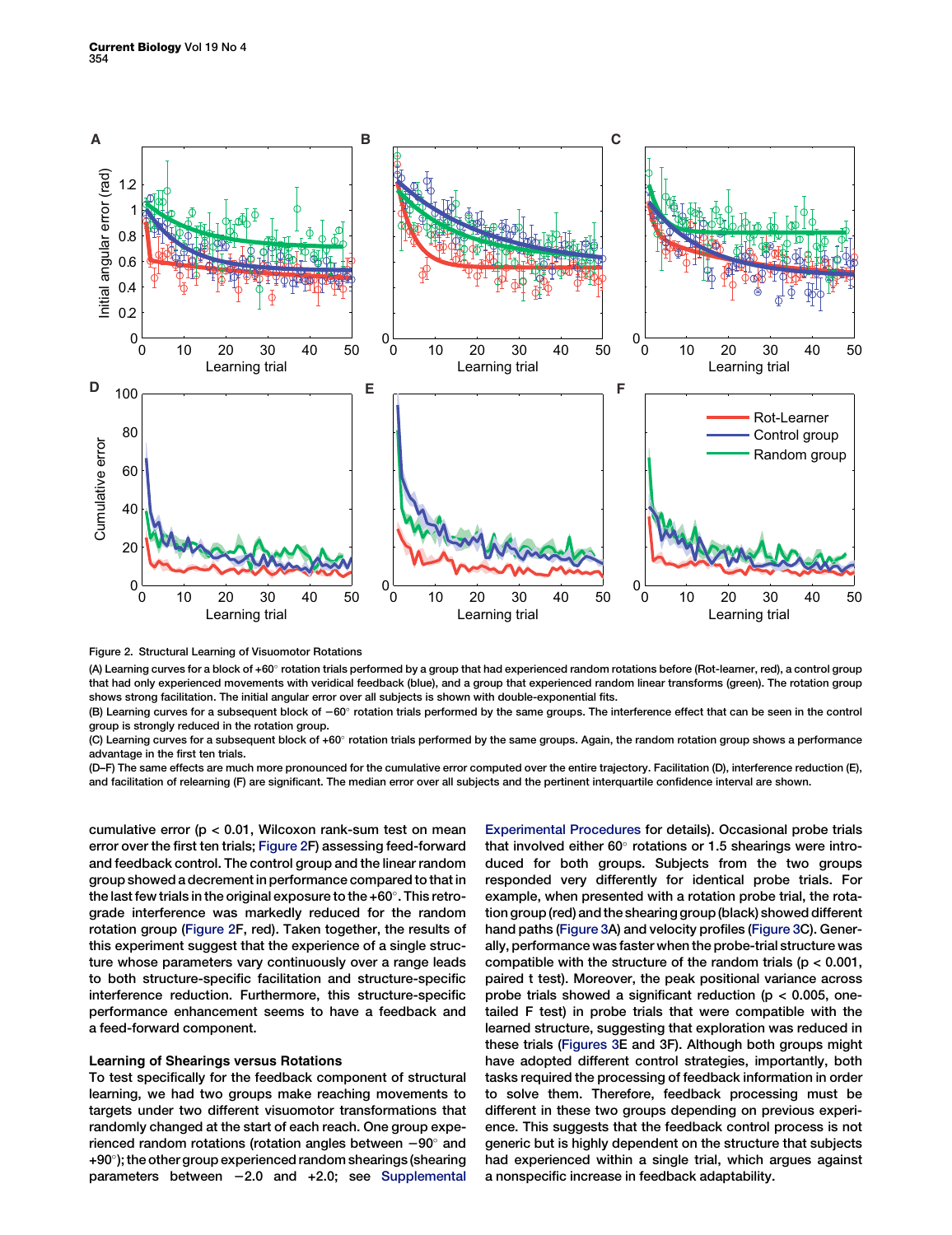A

B

C

Initial angular error (rad)

1.2
1
0.8
0.6
0.4
0.2
0

0 10 20 30 40 50

Learning trial

D

E

F

Cumulative error

100
80
60
40
20
0

Rot-Learner
Control group
Random group

Figure 2. Structural Learning of Visuomotor Rotations

(A) Learning curves for a block of +60° rotation trials performed by a group that had experienced random rotations before (Rot-learner, red), a control group that had only experienced movements with veridical feedback (blue), and a group that experienced random linear transforms (green). The rotation group shows strong facilitation. The initial angular error over all subjects is shown with double-exponential fits.

(B) Learning curves for a subsequent block of −60° rotation trials performed by the same groups. The interference effect that can be seen in the control group is strongly reduced in the rotation group.

(C) Learning curves for a subsequent block of +60° rotation trials performed by the same groups. Again, the random rotation group shows a performance advantage in the first ten trials.

(D–F) The same effects are much more pronounced for the cumulative error computed over the entire trajectory. Facilitation (D), interference reduction (E), and facilitation of relearning (F) are significant. The median error over all subjects and the pertinent interquartile confidence interval are shown.

cumulative error ($p < 0.01$, Wilcoxon rank-sum test on mean error over the first ten trials; Figure 2F) assessing feed-forward and feedback control. The control group and the linear random group showed a decrement in performance compared to that in the last few trials in the original exposure to the +60°. This retrograde interference was markedly reduced for the random rotation group (Figure 2F, red). Taken together, the results of this experiment suggest that the experience of a single structure whose parameters vary continuously over a range leads to both structure-specific facilitation and structure-specific interference reduction. Furthermore, this structure-specific performance enhancement seems to have a feedback and a feed-forward component.

### Learning of Shearings versus Rotations

To test specifically for the feedback component of structural learning, we had two groups make reaching movements to targets under two different visuomotor transformations that randomly changed at the start of each reach. One group experienced random rotations (rotation angles between −90° and +90°); the other group experienced random shearings (shearing parameters between −2.0 and +2.0; see Supplemental Experimental Procedures for details). Occasional probe trials that involved either 60° rotations or 1.5 shearings were introduced for both groups. Subjects from the two groups responded very differently for identical probe trials. For example, when presented with a rotation probe trial, the rotation group (red) and the shearing group (black) showed different hand paths (Figure 3A) and velocity profiles (Figure 3C). Generally, performance was faster when the probe-trial structure was compatible with the structure of the random trials ($p < 0.001$, paired t test). Moreover, the peak positional variance across probe trials showed a significant reduction ($p < 0.005$, one-tailed F test) in probe trials that were compatible with the learned structure, suggesting that exploration was reduced in these trials (Figures 3E and 3F). Although both groups might have adopted different control strategies, importantly, both tasks required the processing of feedback information in order to solve them. Therefore, feedback processing must be different in these two groups depending on previous experience. This suggests that the feedback control process is not generic but is highly dependent on the structure that subjects had experienced within a single trial, which argues against a nonspecific increase in feedback adaptability.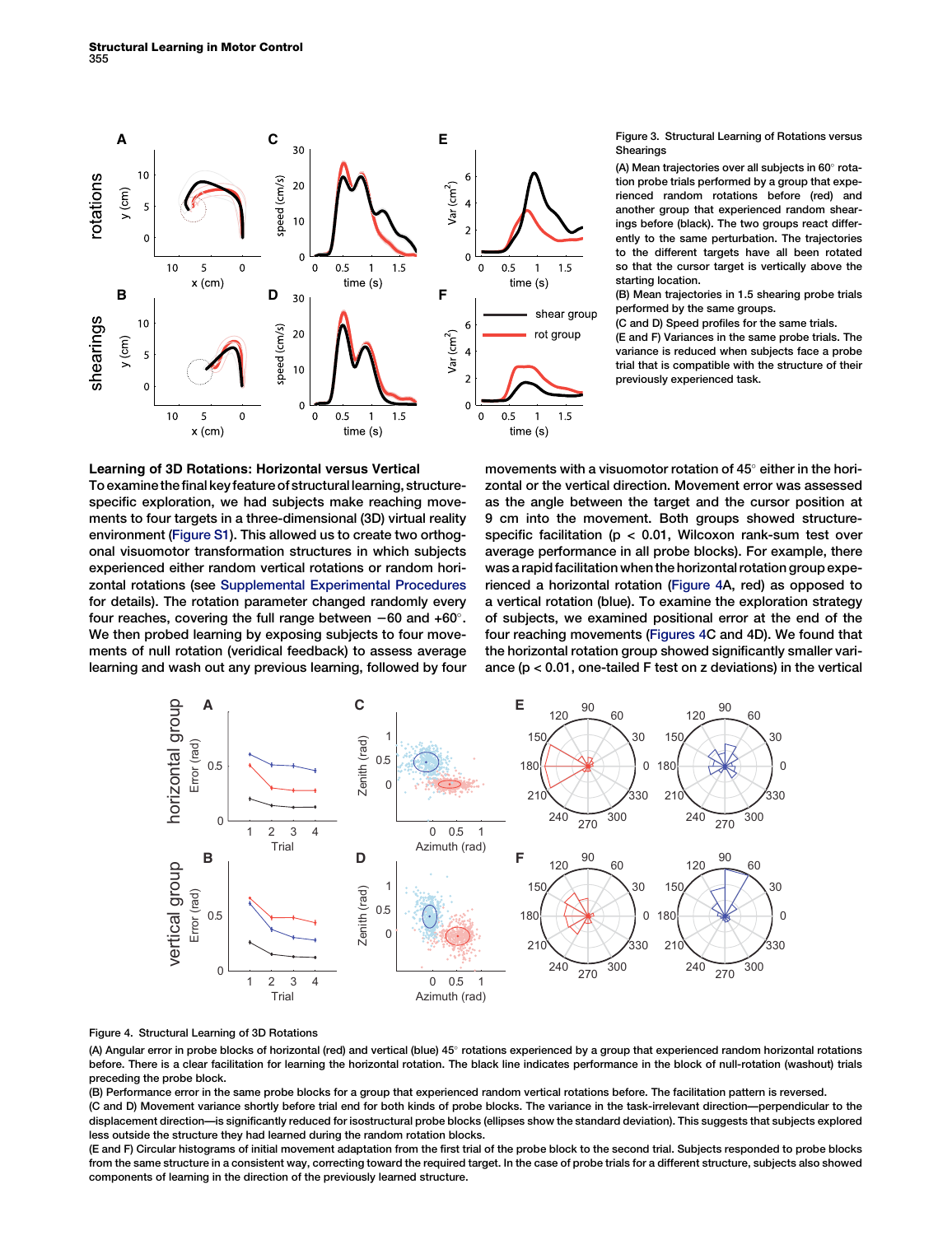Figure 3. Structural Learning of Rotations versus Shearings

(A) Mean trajectories over all subjects in 60° rotation probe trials performed by a group that experienced random rotations before (red) and another group that experienced random shearings before (black). The two groups react differently to the same perturbation. The trajectories to the different targets have all been rotated so that the cursor target is vertically above the starting location.

(B) Mean trajectories in 1.5 shearing probe trials performed by the same groups.

(C and D) Speed profiles for the same trials.

(E and F) Variances in the same probe trials. The variance is reduced when subjects face a probe trial that is compatible with the structure of their previously experienced task.

### Learning of 3D Rotations: Horizontal versus Vertical

To examine the final key feature of structural learning, structure-specific exploration, we had subjects make reaching movements to four targets in a three-dimensional (3D) virtual reality environment (Figure S1). This allowed us to create two orthogonal visuomotor transformation structures in which subjects experienced either random vertical rotations or random horizontal rotations (see Supplemental Experimental Procedures for details). The rotation parameter changed randomly every four reaches, covering the full range between −60 and +60°. We then probed learning by exposing subjects to four movements of null rotation (veridical feedback) to assess average learning and wash out any previous learning, followed by four movements with a visuomotor rotation of 45° either in the horizontal or the vertical direction. Movement error was assessed as the angle between the target and the cursor position at 9 cm into the movement. Both groups showed structure-specific facilitation ($p < 0.01$, Wilcoxon rank-sum test over average performance in all probe blocks). For example, there was a rapid facilitation when the horizontal rotation group experienced a horizontal rotation (Figure 4A, red) as opposed to a vertical rotation (blue). To examine the exploration strategy of subjects, we examined positional error at the end of the four reaching movements (Figures 4C and 4D). We found that the horizontal rotation group showed significantly smaller variance ($p < 0.01$, one-tailed F test on z deviations) in the vertical

Figure 4. Structural Learning of 3D Rotations

(A) Angular error in probe blocks of horizontal (red) and vertical (blue) 45° rotations experienced by a group that experienced random horizontal rotations before. There is a clear facilitation for learning the horizontal rotation. The black line indicates performance in the block of null-rotation (washout) trials preceding the probe block.

(B) Performance error in the same probe blocks for a group that experienced random vertical rotations before. The facilitation pattern is reversed.

(C and D) Movement variance shortly before trial end for both kinds of probe blocks. The variance in the task-irrelevant direction—perpendicular to the displacement direction—is significantly reduced for isostructural probe blocks (ellipses show the standard deviation). This suggests that subjects explored less outside the structure they had learned during the random rotation blocks.

(E and F) Circular histograms of initial movement adaptation from the first trial of the probe block to the second trial. Subjects responded to probe blocks from the same structure in a consistent way, correcting toward the required target. In the case of probe trials for a different structure, subjects also showed components of learning in the direction of the previously learned structure.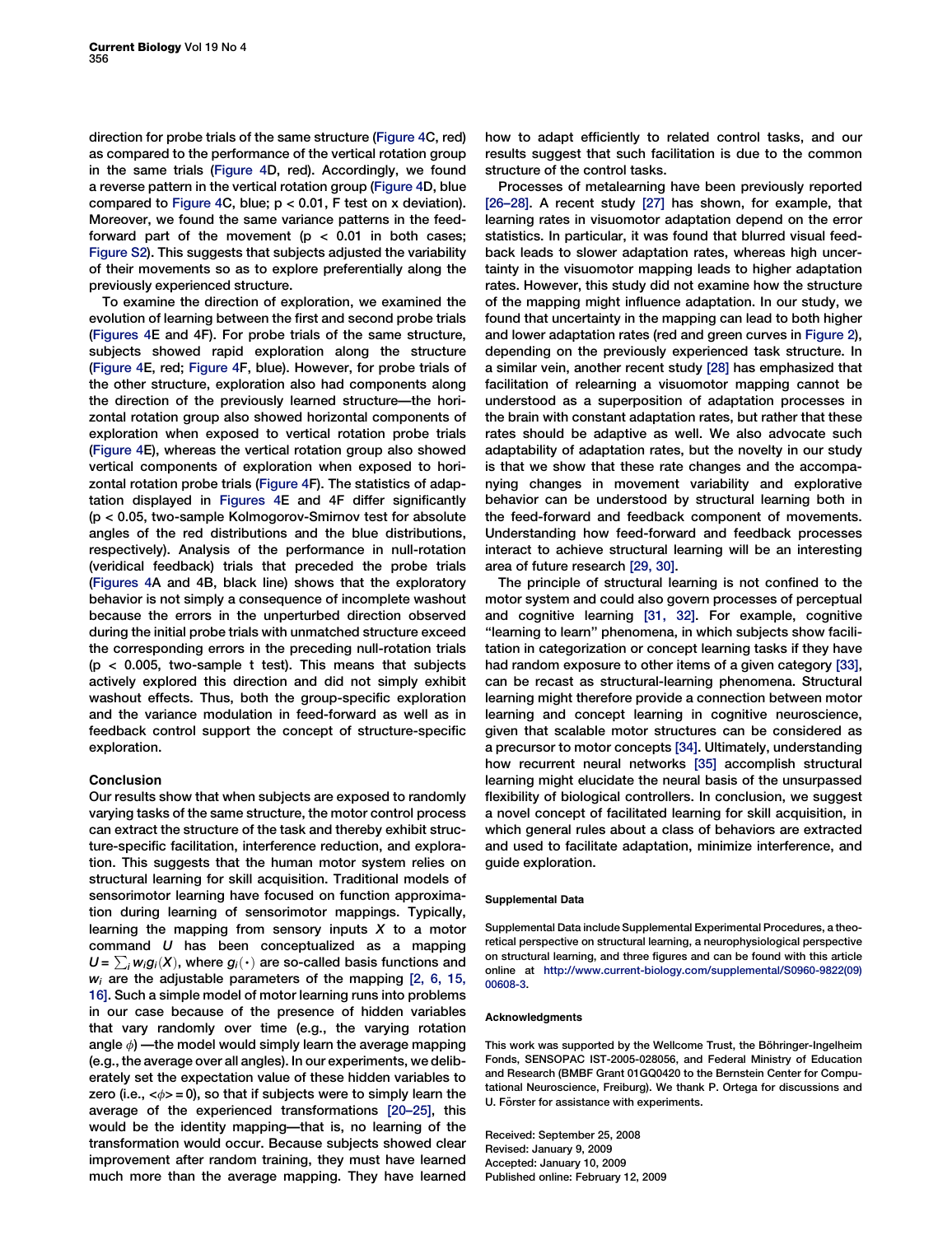direction for probe trials of the same structure (Figure 4C, red) as compared to the performance of the vertical rotation group in the same trials (Figure 4D, red). Accordingly, we found a reverse pattern in the vertical rotation group (Figure 4D, blue compared to Figure 4C, blue; $p < 0.01$, F test on x deviation). Moreover, we found the same variance patterns in the feed-forward part of the movement ($p < 0.01$ in both cases; Figure S2). This suggests that subjects adjusted the variability of their movements so as to explore preferentially along the previously experienced structure.

To examine the direction of exploration, we examined the evolution of learning between the first and second probe trials (Figures 4E and 4F). For probe trials of the same structure, subjects showed rapid exploration along the structure (Figure 4E, red; Figure 4F, blue). However, for probe trials of the other structure, exploration also had components along the direction of the previously learned structure—the horizontal rotation group also showed horizontal components of exploration when exposed to vertical rotation probe trials (Figure 4E), whereas the vertical rotation group also showed vertical components of exploration when exposed to horizontal rotation probe trials (Figure 4F). The statistics of adaptation displayed in Figures 4E and 4F differ significantly ($p < 0.05$, two-sample Kolmogorov-Smirnov test for absolute angles of the red distributions and the blue distributions, respectively). Analysis of the performance in null-rotation (veridical feedback) trials that preceded the probe trials (Figures 4A and 4B, black line) shows that the exploratory behavior is not simply a consequence of incomplete washout because the errors in the unperturbed direction observed during the initial probe trials with unmatched structure exceed the corresponding errors in the preceding null-rotation trials ($p < 0.005$, two-sample t test). This means that subjects actively explored this direction and did not simply exhibit washout effects. Thus, both the group-specific exploration and the variance modulation in feed-forward as well as in feedback control support the concept of structure-specific exploration.

## Conclusion

Our results show that when subjects are exposed to randomly varying tasks of the same structure, the motor control process can extract the structure of the task and thereby exhibit structure-specific facilitation, interference reduction, and exploration. This suggests that the human motor system relies on structural learning for skill acquisition. Traditional models of sensorimotor learning have focused on function approximation during learning of sensorimotor mappings. Typically, learning the mapping from sensory inputs $X$ to a motor command $U$ has been conceptualized as a mapping $U = \sum_i w_i g_i(X)$, where $g_i(\cdot)$ are so-called basis functions and $w_i$ are the adjustable parameters of the mapping [2, 6, 15, 16]. Such a simple model of motor learning runs into problems in our case because of the presence of hidden variables that vary randomly over time (e.g., the varying rotation angle $\phi$) —the model would simply learn the average mapping (e.g., the average over all angles). In our experiments, we deliberately set the expectation value of these hidden variables to zero (i.e., $\langle\phi\rangle = 0$), so that if subjects were to simply learn the average of the experienced transformations [20–25], this would be the identity mapping—that is, no learning of the transformation would occur. Because subjects showed clear improvement after random training, they must have learned much more than the average mapping. They have learned how to adapt efficiently to related control tasks, and our results suggest that such facilitation is due to the common structure of the control tasks.

Processes of metalearning have been previously reported [26–28]. A recent study [27] has shown, for example, that learning rates in visuomotor adaptation depend on the error statistics. In particular, it was found that blurred visual feedback leads to slower adaptation rates, whereas high uncertainty in the visuomotor mapping leads to higher adaptation rates. However, this study did not examine how the structure of the mapping might influence adaptation. In our study, we found that uncertainty in the mapping can lead to both higher and lower adaptation rates (red and green curves in Figure 2), depending on the previously experienced task structure. In a similar vein, another recent study [28] has emphasized that facilitation of relearning a visuomotor mapping cannot be understood as a superposition of adaptation processes in the brain with constant adaptation rates, but rather that these rates should be adaptive as well. We also advocate such adaptability of adaptation rates, but the novelty in our study is that we show that these rate changes and the accompanying changes in movement variability and explorative behavior can be understood by structural learning both in the feed-forward and feedback component of movements. Understanding how feed-forward and feedback processes interact to achieve structural learning will be an interesting area of future research [29, 30].

The principle of structural learning is not confined to the motor system and could also govern processes of perceptual and cognitive learning [31, 32]. For example, cognitive "learning to learn" phenomena, in which subjects show facilitation in categorization or concept learning tasks if they have had random exposure to other items of a given category [33], can be recast as structural-learning phenomena. Structural learning might therefore provide a connection between motor learning and concept learning in cognitive neuroscience, given that scalable motor structures can be considered as a precursor to motor concepts [34]. Ultimately, understanding how recurrent neural networks [35] accomplish structural learning might elucidate the neural basis of the unsurpassed flexibility of biological controllers. In conclusion, we suggest a novel concept of facilitated learning for skill acquisition, in which general rules about a class of behaviors are extracted and used to facilitate adaptation, minimize interference, and guide exploration.

### Supplemental Data

Supplemental Data include Supplemental Experimental Procedures, a theoretical perspective on structural learning, a neurophysiological perspective on structural learning, and three figures and can be found with this article online at http://www.current-biology.com/supplemental/S0960-9822(09)00608-3.

### Acknowledgments

This work was supported by the Wellcome Trust, the Böhringer-Ingelheim Fonds, SENSOPAC IST-2005-028056, and Federal Ministry of Education and Research (BMBF Grant 01GQ0420 to the Bernstein Center for Computational Neuroscience, Freiburg). We thank P. Ortega for discussions and U. Förster for assistance with experiments.

Received: September 25, 2008
Revised: January 9, 2009
Accepted: January 10, 2009
Published online: February 12, 2009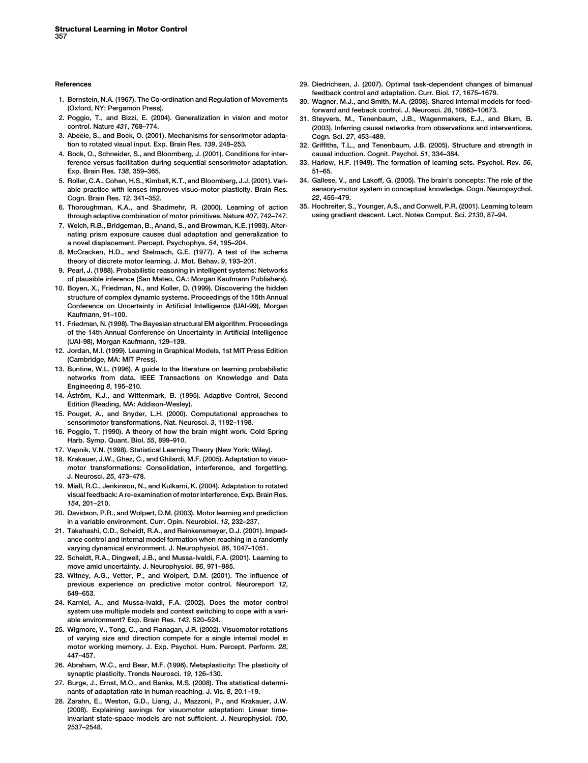## References

1. Bernstein, N.A. (1967). The Co-ordination and Regulation of Movements (Oxford, NY: Pergamon Press).
2. Poggio, T., and Bizzi, E. (2004). Generalization in vision and motor control. Nature *431*, 768–774.
3. Abeele, S., and Bock, O. (2001). Mechanisms for sensorimotor adaptation to rotated visual input. Exp. Brain Res. *139*, 248–253.
4. Bock, O., Schneider, S., and Bloomberg, J. (2001). Conditions for interference versus facilitation during sequential sensorimotor adaptation. Exp. Brain Res. *138*, 359–365.
5. Roller, C.A., Cohen, H.S., Kimball, K.T., and Bloomberg, J.J. (2001). Variable practice with lenses improves visuo-motor plasticity. Brain Res. Cogn. Brain Res. *12*, 341–352.
6. Thoroughman, K.A., and Shadmehr, R. (2000). Learning of action through adaptive combination of motor primitives. Nature *407*, 742–747.
7. Welch, R.B., Bridgeman, B., Anand, S., and Browman, K.E. (1993). Alternating prism exposure causes dual adaptation and generalization to a novel displacement. Percept. Psychophys. *54*, 195–204.
8. McCracken, H.D., and Stelmach, G.E. (1977). A test of the schema theory of discrete motor learning. J. Mot. Behav. *9*, 193–201.
9. Pearl, J. (1988). Probabilistic reasoning in intelligent systems: Networks of plausible inference (San Mateo, CA.: Morgan Kaufmann Publishers).
10. Boyen, X., Friedman, N., and Koller, D. (1999). Discovering the hidden structure of complex dynamic systems. Proceedings of the 15th Annual Conference on Uncertainty in Artificial Intelligence (UAI-99), Morgan Kaufmann, 91–100.
11. Friedman, N. (1998). The Bayesian structural EM algorithm. Proceedings of the 14th Annual Conference on Uncertainty in Artificial Intelligence (UAI-98), Morgan Kaufmann, 129–139.
12. Jordan, M.I. (1999). Learning in Graphical Models, 1st MIT Press Edition (Cambridge, MA: MIT Press).
13. Buntine, W.L. (1996). A guide to the literature on learning probabilistic networks from data. IEEE Transactions on Knowledge and Data Engineering *8*, 195–210.
14. Åström, K.J., and Wittenmark, B. (1995). Adaptive Control, Second Edition (Reading, MA: Addison-Wesley).
15. Pouget, A., and Snyder, L.H. (2000). Computational approaches to sensorimotor transformations. Nat. Neurosci. *3*, 1192–1198.
16. Poggio, T. (1990). A theory of how the brain might work. Cold Spring Harb. Symp. Quant. Biol. *55*, 899–910.
17. Vapnik, V.N. (1998). Statistical Learning Theory (New York: Wiley).
18. Krakauer, J.W., Ghez, C., and Ghilardi, M.F. (2005). Adaptation to visuomotor transformations: Consolidation, interference, and forgetting. J. Neurosci. *25*, 473–478.
19. Miall, R.C., Jenkinson, N., and Kulkarni, K. (2004). Adaptation to rotated visual feedback: A re-examination of motor interference. Exp. Brain Res. *154*, 201–210.
20. Davidson, P.R., and Wolpert, D.M. (2003). Motor learning and prediction in a variable environment. Curr. Opin. Neurobiol. *13*, 232–237.
21. Takahashi, C.D., Scheidt, R.A., and Reinkensmeyer, D.J. (2001). Impedance control and internal model formation when reaching in a randomly varying dynamical environment. J. Neurophysiol. *86*, 1047–1051.
22. Scheidt, R.A., Dingwell, J.B., and Mussa-Ivaldi, F.A. (2001). Learning to move amid uncertainty. J. Neurophysiol. *86*, 971–985.
23. Witney, A.G., Vetter, P., and Wolpert, D.M. (2001). The influence of previous experience on predictive motor control. Neuroreport *12*, 649–653.
24. Karniel, A., and Mussa-Ivaldi, F.A. (2002). Does the motor control system use multiple models and context switching to cope with a variable environment? Exp. Brain Res. *143*, 520–524.
25. Wigmore, V., Tong, C., and Flanagan, J.R. (2002). Visuomotor rotations of varying size and direction compete for a single internal model in motor working memory. J. Exp. Psychol. Hum. Percept. Perform. *28*, 447–457.
26. Abraham, W.C., and Bear, M.F. (1996). Metaplasticity: The plasticity of synaptic plasticity. Trends Neurosci. *19*, 126–130.
27. Burge, J., Ernst, M.O., and Banks, M.S. (2008). The statistical determinants of adaptation rate in human reaching. J. Vis. *8*, 20.1–19.
28. Zarahn, E., Weston, G.D., Liang, J., Mazzoni, P., and Krakauer, J.W. (2008). Explaining savings for visuomotor adaptation: Linear time-invariant state-space models are not sufficient. J. Neurophysiol. *100*, 2537–2548.
29. Diedrichsen, J. (2007). Optimal task-dependent changes of bimanual feedback control and adaptation. Curr. Biol. *17*, 1675–1679.
30. Wagner, M.J., and Smith, M.A. (2008). Shared internal models for feedforward and feeback control. J. Neurosci. *28*, 10663–10673.
31. Steyvers, M., Tenenbaum, J.B., Wagenmakers, E.J., and Blum, B. (2003). Inferring causal networks from observations and interventions. Cogn. Sci. *27*, 453–489.
32. Griffiths, T.L., and Tenenbaum, J.B. (2005). Structure and strength in causal induction. Cognit. Psychol. *51*, 334–384.
33. Harlow, H.F. (1949). The formation of learning sets. Psychol. Rev. *56*, 51–65.
34. Gallese, V., and Lakoff, G. (2005). The brain's concepts: The role of the sensory-motor system in conceptual knowledge. Cogn. Neuropsychol. *22*, 455–479.
35. Hochreiter, S., Younger, A.S., and Conwell, P.R. (2001). Learning to learn using gradient descent. Lect. Notes Comput. Sci. *2130*, 87–94.